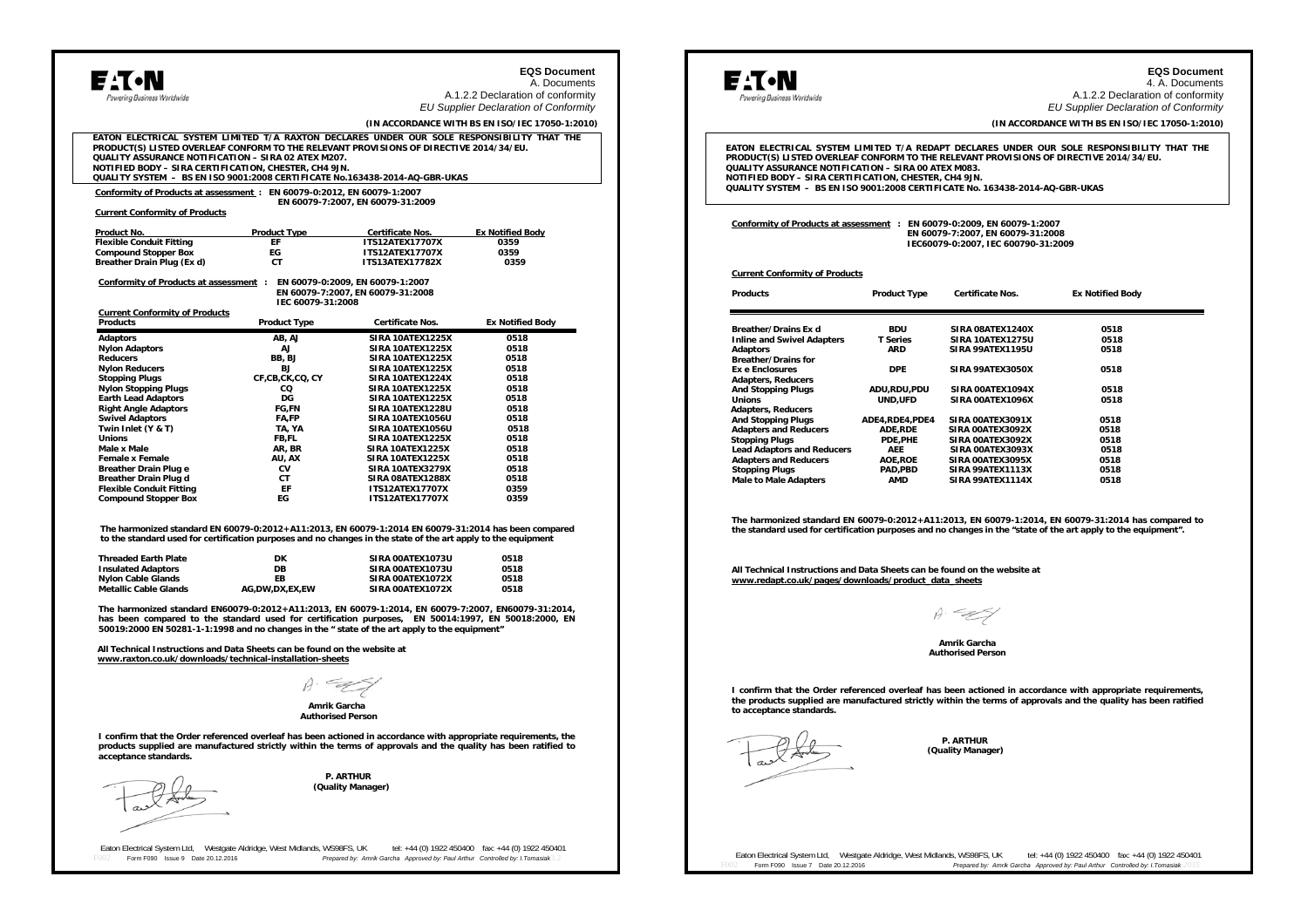EATON
Powering Business Worldwide

**EQS Document**
A. Documents
A.1.2.2 Declaration of conformity
*EU Supplier Declaration of Conformity*

**(IN ACCORDANCE WITH BS EN ISO/IEC 17050-1:2010)**

**EATON ELECTRICAL SYSTEM LIMITED T/A RAXTON DECLARES UNDER OUR SOLE RESPONSIBILITY THAT THE PRODUCT(S) LISTED OVERLEAF CONFORM TO THE RELEVANT PROVISIONS OF DIRECTIVE 2014/34/EU.**
**QUALITY ASSURANCE NOTIFICATION – SIRA 02 ATEX M207.**
**NOTIFIED BODY – SIRA CERTIFICATION, CHESTER, CH4 9JN.**
**QUALITY SYSTEM – BS EN ISO 9001:2008 CERTIFICATE No.163438-2014-AQ-GBR-UKAS**

**Conformity of Products at assessment : EN 60079-0:2012, EN 60079-1:2007**
**EN 60079-7:2007, EN 60079-31:2009**

**Current Conformity of Products**

| Product No. | Product Type | Certificate Nos. | Ex Notified Body |
|---|---|---|---|
| Flexible Conduit Fitting | EF | ITS12ATEX17707X | 0359 |
| Compound Stopper Box | EG | ITS12ATEX17707X | 0359 |
| Breather Drain Plug (Ex d) | CT | ITS13ATEX17782X | 0359 |

**Conformity of Products at assessment : EN 60079-0:2009, EN 60079-1:2007**
**EN 60079-7:2007, EN 60079-31:2008**
**IEC 60079-31:2008**

**Current Conformity of Products**

| Products | Product Type | Certificate Nos. | Ex Notified Body |
|---|---|---|---|
| Adaptors | AB, AJ | SIRA 10ATEX1225X | 0518 |
| Nylon Adaptors | AJ | SIRA 10ATEX1225X | 0518 |
| Reducers | BB, BJ | SIRA 10ATEX1225X | 0518 |
| Nylon Reducers | BJ | SIRA 10ATEX1225X | 0518 |
| Stopping Plugs | CF,CB,CK,CQ, CY | SIRA 10ATEX1224X | 0518 |
| Nylon Stopping Plugs | CQ | SIRA 10ATEX1225X | 0518 |
| Earth Lead Adaptors | DG | SIRA 10ATEX1225X | 0518 |
| Right Angle Adaptors | FG,FN | SIRA 10ATEX1228U | 0518 |
| Swivel Adaptors | FA,FP | SIRA 10ATEX1056U | 0518 |
| Twin Inlet (Y & T) | TA, YA | SIRA 10ATEX1056U | 0518 |
| Unions | FB,FL | SIRA 10ATEX1225X | 0518 |
| Male x Male | AR, BR | SIRA 10ATEX1225X | 0518 |
| Female x Female | AU, AX | SIRA 10ATEX1225X | 0518 |
| Breather Drain Plug e | CV | SIRA 10ATEX3279X | 0518 |
| Breather Drain Plug d | CT | SIRA 08ATEX1288X | 0518 |
| Flexible Conduit Fitting | EF | ITS12ATEX17707X | 0359 |
| Compound Stopper Box | EG | ITS12ATEX17707X | 0359 |

**The harmonized standard EN 60079-0:2012+A11:2013, EN 60079-1:2014 EN 60079-31:2014 has been compared to the standard used for certification purposes and no changes in the state of the art apply to the equipment**

| Threaded Earth Plate | DK | SIRA 00ATEX1073U | 0518 |
|---|---|---|---|
| Insulated Adaptors | DB | SIRA 00ATEX1073U | 0518 |
| Nylon Cable Glands | EB | SIRA 00ATEX1072X | 0518 |
| Metallic Cable Glands | AG,DW,DX,EX,EW | SIRA 00ATEX1072X | 0518 |

**The harmonized standard EN60079-0:2012+A11:2013, EN 60079-1:2014, EN 60079-7:2007, EN60079-31:2014, has been compared to the standard used for certification purposes, EN 50014:1997, EN 50018:2000, EN 50019:2000 EN 50281-1-1:1998 and no changes in the " state of the art apply to the equipment"**

**All Technical Instructions and Data Sheets can be found on the website at**
**www.raxton.co.uk/downloads/technical-installation-sheets**

**Amrik Garcha**
**Authorised Person**

**I confirm that the Order referenced overleaf has been actioned in accordance with appropriate requirements, the products supplied are manufactured strictly within the terms of approvals and the quality has been ratified to acceptance standards.**

**P. ARTHUR**
**(Quality Manager)**

Eaton Electrical System Ltd, Westgate Aldridge, West Midlands, WS98FS, UK tel: +44 (0) 1922 450400 fax: +44 (0) 1922 450401
Form F090 Issue 9 Date 20.12.2016 *Prepared by: Amrik Garcha Approved by: Paul Arthur Controlled by: I.Tomasiak*

---

EATON
Powering Business Worldwide

**EQS Document**
4. A. Documents
A.1.2.2 Declaration of conformity
*EU Supplier Declaration of Conformity*

**(IN ACCORDANCE WITH BS EN ISO/IEC 17050-1:2010)**

**EATON ELECTRICAL SYSTEM LIMITED T/A REDAPT DECLARES UNDER OUR SOLE RESPONSIBILITY THAT THE PRODUCT(S) LISTED OVERLEAF CONFORM TO THE RELEVANT PROVISIONS OF DIRECTIVE 2014/34/EU.**
**QUALITY ASSURANCE NOTIFICATION – SIRA 00 ATEX M083.**
**NOTIFIED BODY – SIRA CERTIFICATION, CHESTER, CH4 9JN.**
**QUALITY SYSTEM – BS EN ISO 9001:2008 CERTIFICATE No. 163438-2014-AQ-GBR-UKAS**

**Conformity of Products at assessment : EN 60079-0:2009, EN 60079-1:2007**
**EN 60079-7:2007, EN 60079-31:2008**
**IEC60079-0:2007, IEC 600790-31:2009**

**Current Conformity of Products**

| Products | Product Type | Certificate Nos. | Ex Notified Body |
|---|---|---|---|
| Breather/Drains Ex d | BDU | SIRA 08ATEX1240X | 0518 |
| Inline and Swivel Adapters | T Series | SIRA 10ATEX1275U | 0518 |
| Adaptors | ARD | SIRA 99ATEX1195U | 0518 |
| Breather/Drains for Ex e Enclosures | DPE | SIRA 99ATEX3050X | 0518 |
| Adapters, Reducers And Stopping Plugs | ADU,RDU,PDU | SIRA 00ATEX1094X | 0518 |
| Unions | UND,UFD | SIRA 00ATEX1096X | 0518 |
| Adapters, Reducers And Stopping Plugs | ADE4,RDE4,PDE4 | SIRA 00ATEX3091X | 0518 |
| Adapters and Reducers | ADE,RDE | SIRA 00ATEX3092X | 0518 |
| Stopping Plugs | PDE,PHE | SIRA 00ATEX3092X | 0518 |
| Lead Adaptors and Reducers | AEE | SIRA 00ATEX3093X | 0518 |
| Adapters and Reducers | AOE,ROE | SIRA 00ATEX3095X | 0518 |
| Stopping Plugs | PAD,PBD | SIRA 99ATEX1113X | 0518 |
| Male to Male Adapters | AMD | SIRA 99ATEX1114X | 0518 |

**The harmonized standard EN 60079-0:2012+A11:2013, EN 60079-1:2014, EN 60079-31:2014 has compared to the standard used for certification purposes and no changes in the "state of the art apply to the equipment".**

**All Technical Instructions and Data Sheets can be found on the website at**
**www.redapt.co.uk/pages/downloads/product_data_sheets**

**Amrik Garcha**
**Authorised Person**

**I confirm that the Order referenced overleaf has been actioned in accordance with appropriate requirements, the products supplied are manufactured strictly within the terms of approvals and the quality has been ratified to acceptance standards.**

**P. ARTHUR**
**(Quality Manager)**

Eaton Electrical System Ltd, Westgate Aldridge, West Midlands, WS98FS, UK tel: +44 (0) 1922 450400 fax: +44 (0) 1922 450401
Form F090 Issue 7 Date 20.12.2016 *Prepared by: Amrik Garcha Approved by: Paul Arthur Controlled by: I.Tomasiak*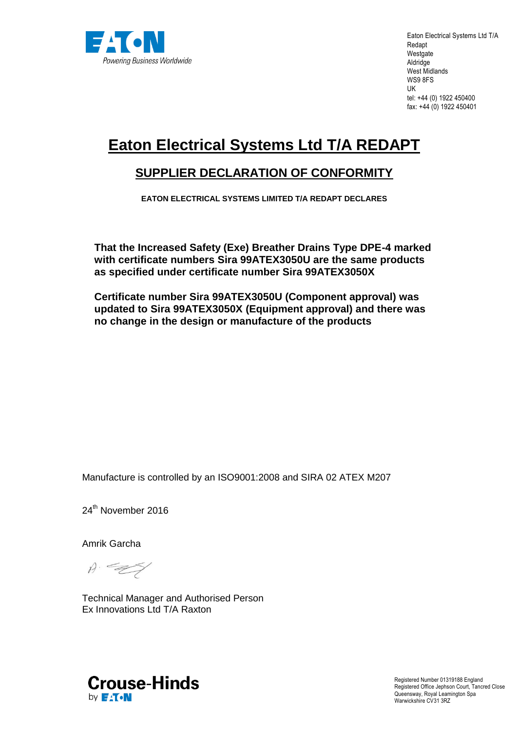Eaton Electrical Systems Ltd T/A
Redapt
Westgate
Aldridge
West Midlands
WS9 8FS
UK
tel: +44 (0) 1922 450400
fax: +44 (0) 1922 450401

# Eaton Electrical Systems Ltd T/A REDAPT

## SUPPLIER DECLARATION OF CONFORMITY

**EATON ELECTRICAL SYSTEMS LIMITED T/A REDAPT DECLARES**

**That the Increased Safety (Exe) Breather Drains Type DPE-4 marked with certificate numbers Sira 99ATEX3050U are the same products as specified under certificate number Sira 99ATEX3050X**

**Certificate number Sira 99ATEX3050U (Component approval) was updated to Sira 99ATEX3050X (Equipment approval) and there was no change in the design or manufacture of the products**

Manufacture is controlled by an ISO9001:2008 and SIRA 02 ATEX M207

24th November 2016

Amrik Garcha

Technical Manager and Authorised Person
Ex Innovations Ltd T/A Raxton

Registered Number 01319188 England
Registered Office Jephson Court, Tancred Close
Queensway, Royal Leamington Spa
Warwickshire CV31 3RZ